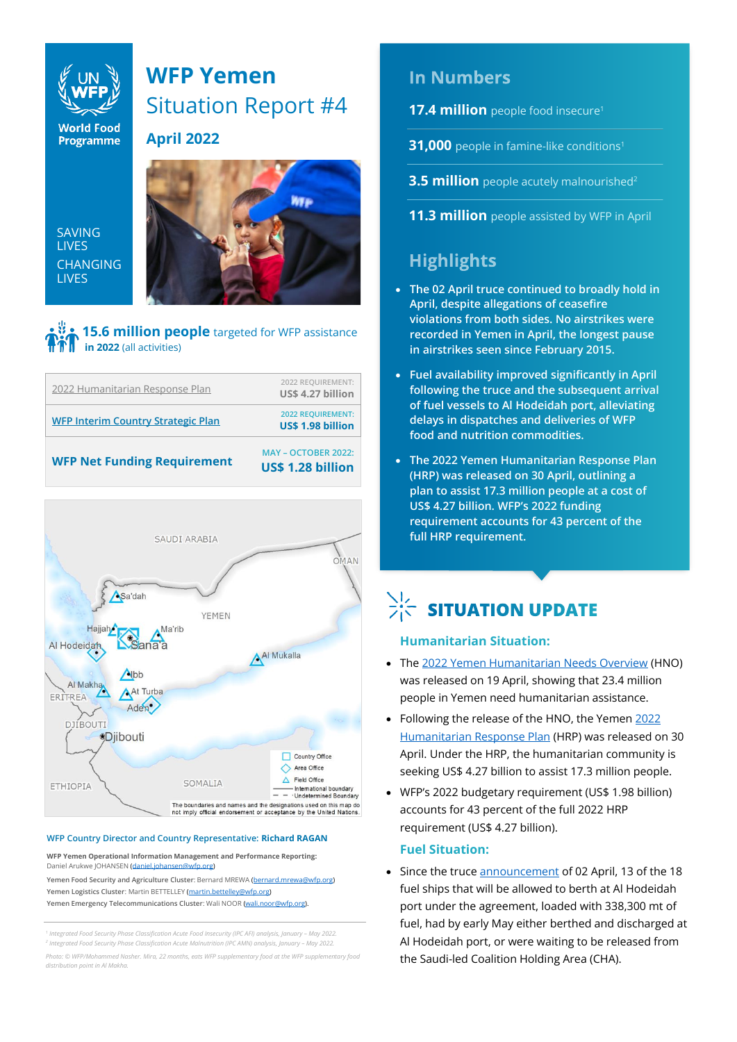World Food Programme

SAVING LIVES
CHANGING LIVES

# WFP Yemen
## Situation Report #4
**April 2022**

**15.6 million people** targeted for WFP assistance **in 2022** (all activities)

| | |
|---|---|
| 2022 Humanitarian Response Plan | 2022 REQUIREMENT: **US$ 4.27 billion** |
| WFP Interim Country Strategic Plan | 2022 REQUIREMENT: **US$ 1.98 billion** |
| **WFP Net Funding Requirement** | MAY – OCTOBER 2022: **US$ 1.28 billion** |

SAUDI ARABIA, OMAN, YEMEN, Sa'dah, Hajjah, Ma'rib, Sana'a, Al Hodeidah, Al Mukalla, Ibb, Al Makha, At Turba, Aden, ERITREA, DJIBOUTI, Djibouti, ETHIOPIA, SOMALIA

Country Office
Area Office
Field Office
International boundary
Undetermined Boundary

The boundaries and names and the designations used on this map do not imply official endorsement or acceptance by the United Nations.

**WFP Country Director and Country Representative: Richard RAGAN**

**WFP Yemen Operational Information Management and Performance Reporting:** Daniel Arukwe JOHANSEN (daniel.johansen@wfp.org)
**Yemen Food Security and Agriculture Cluster:** Bernard MREWA (bernard.mrewa@wfp.org)
**Yemen Logistics Cluster:** Martin BETTELLEY (martin.bettelley@wfp.org)
**Yemen Emergency Telecommunications Cluster:** Wali NOOR (wali.noor@wfp.org).

[1] Integrated Food Security Phase Classification Acute Food Insecurity (IPC AFI) analysis, January – May 2022.
[2] Integrated Food Security Phase Classification Acute Malnutrition (IPC AMN) analysis, January – May 2022.

Photo: © WFP/Mohammed Nasher. Mira, 22 months, eats WFP supplementary food at the WFP supplementary food distribution point in Al Makha.

## In Numbers

**17.4 million** people food insecure[1]

**31,000** people in famine-like conditions[1]

**3.5 million** people acutely malnourished[2]

**11.3 million** people assisted by WFP in April

## Highlights

- **The 02 April truce continued to broadly hold in April, despite allegations of ceasefire violations from both sides. No airstrikes were recorded in Yemen in April, the longest pause in airstrikes seen since February 2015.**
- **Fuel availability improved significantly in April following the truce and the subsequent arrival of fuel vessels to Al Hodeidah port, alleviating delays in dispatches and deliveries of WFP food and nutrition commodities.**
- **The 2022 Yemen Humanitarian Response Plan (HRP) was released on 30 April, outlining a plan to assist 17.3 million people at a cost of US$ 4.27 billion. WFP's 2022 funding requirement accounts for 43 percent of the full HRP requirement.**

## SITUATION UPDATE

### Humanitarian Situation:

- The 2022 Yemen Humanitarian Needs Overview (HNO) was released on 19 April, showing that 23.4 million people in Yemen need humanitarian assistance.
- Following the release of the HNO, the Yemen 2022 Humanitarian Response Plan (HRP) was released on 30 April. Under the HRP, the humanitarian community is seeking US$ 4.27 billion to assist 17.3 million people.
- WFP's 2022 budgetary requirement (US$ 1.98 billion) accounts for 43 percent of the full 2022 HRP requirement (US$ 4.27 billion).

### Fuel Situation:

- Since the truce announcement of 02 April, 13 of the 18 fuel ships that will be allowed to berth at Al Hodeidah port under the agreement, loaded with 338,300 mt of fuel, had by early May either berthed and discharged at Al Hodeidah port, or were waiting to be released from the Saudi-led Coalition Holding Area (CHA).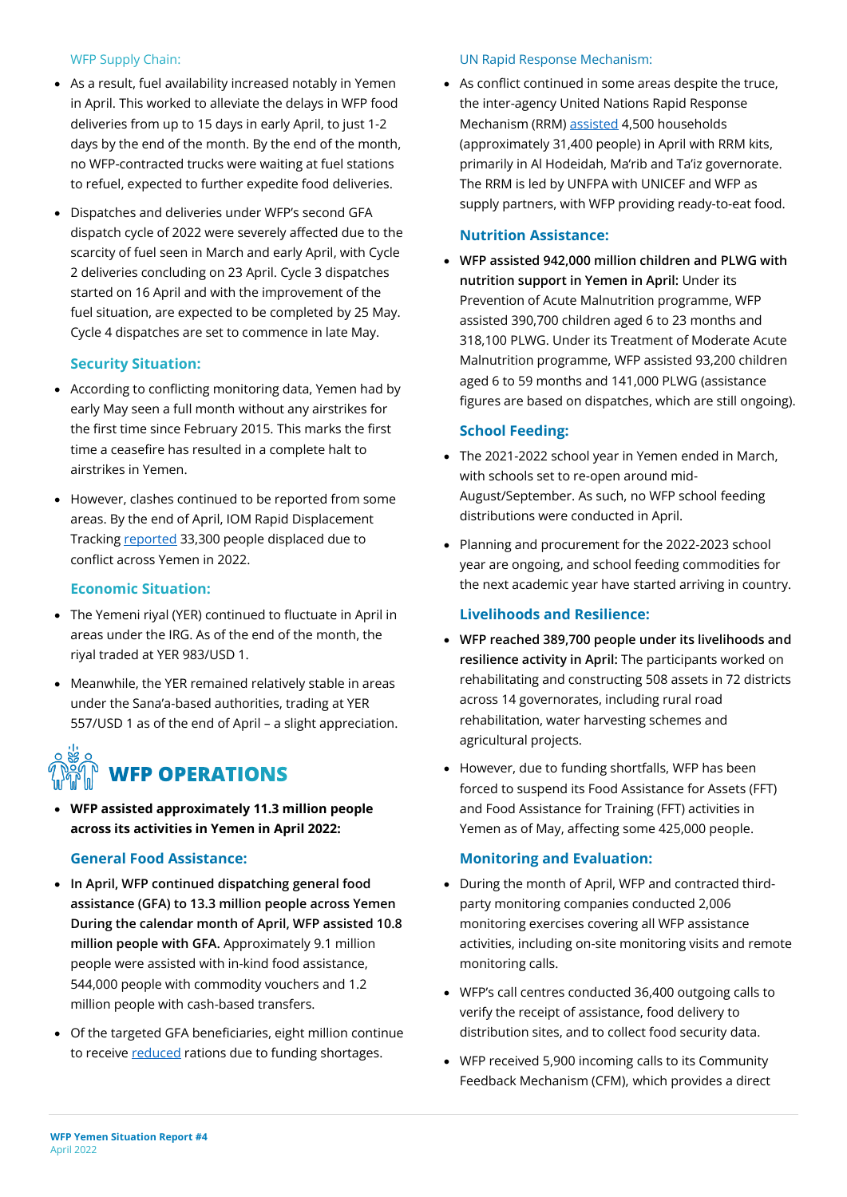WFP Supply Chain:

- As a result, fuel availability increased notably in Yemen in April. This worked to alleviate the delays in WFP food deliveries from up to 15 days in early April, to just 1-2 days by the end of the month. By the end of the month, no WFP-contracted trucks were waiting at fuel stations to refuel, expected to further expedite food deliveries.
- Dispatches and deliveries under WFP's second GFA dispatch cycle of 2022 were severely affected due to the scarcity of fuel seen in March and early April, with Cycle 2 deliveries concluding on 23 April. Cycle 3 dispatches started on 16 April and with the improvement of the fuel situation, are expected to be completed by 25 May. Cycle 4 dispatches are set to commence in late May.

### Security Situation:

- According to conflicting monitoring data, Yemen had by early May seen a full month without any airstrikes for the first time since February 2015. This marks the first time a ceasefire has resulted in a complete halt to airstrikes in Yemen.
- However, clashes continued to be reported from some areas. By the end of April, IOM Rapid Displacement Tracking reported 33,300 people displaced due to conflict across Yemen in 2022.

### Economic Situation:

- The Yemeni riyal (YER) continued to fluctuate in April in areas under the IRG. As of the end of the month, the riyal traded at YER 983/USD 1.
- Meanwhile, the YER remained relatively stable in areas under the Sana'a-based authorities, trading at YER 557/USD 1 as of the end of April – a slight appreciation.

## WFP OPERATIONS

- **WFP assisted approximately 11.3 million people across its activities in Yemen in April 2022:**

### General Food Assistance:

- **In April, WFP continued dispatching general food assistance (GFA) to 13.3 million people across Yemen During the calendar month of April, WFP assisted 10.8 million people with GFA.** Approximately 9.1 million people were assisted with in-kind food assistance, 544,000 people with commodity vouchers and 1.2 million people with cash-based transfers.
- Of the targeted GFA beneficiaries, eight million continue to receive reduced rations due to funding shortages.

UN Rapid Response Mechanism:

- As conflict continued in some areas despite the truce, the inter-agency United Nations Rapid Response Mechanism (RRM) assisted 4,500 households (approximately 31,400 people) in April with RRM kits, primarily in Al Hodeidah, Ma'rib and Ta'iz governorate. The RRM is led by UNFPA with UNICEF and WFP as supply partners, with WFP providing ready-to-eat food.

### Nutrition Assistance:

- **WFP assisted 942,000 million children and PLWG with nutrition support in Yemen in April:** Under its Prevention of Acute Malnutrition programme, WFP assisted 390,700 children aged 6 to 23 months and 318,100 PLWG. Under its Treatment of Moderate Acute Malnutrition programme, WFP assisted 93,200 children aged 6 to 59 months and 141,000 PLWG (assistance figures are based on dispatches, which are still ongoing).

### School Feeding:

- The 2021-2022 school year in Yemen ended in March, with schools set to re-open around mid-August/September. As such, no WFP school feeding distributions were conducted in April.
- Planning and procurement for the 2022-2023 school year are ongoing, and school feeding commodities for the next academic year have started arriving in country.

### Livelihoods and Resilience:

- **WFP reached 389,700 people under its livelihoods and resilience activity in April:** The participants worked on rehabilitating and constructing 508 assets in 72 districts across 14 governorates, including rural road rehabilitation, water harvesting schemes and agricultural projects.
- However, due to funding shortfalls, WFP has been forced to suspend its Food Assistance for Assets (FFT) and Food Assistance for Training (FFT) activities in Yemen as of May, affecting some 425,000 people.

### Monitoring and Evaluation:

- During the month of April, WFP and contracted third-party monitoring companies conducted 2,006 monitoring exercises covering all WFP assistance activities, including on-site monitoring visits and remote monitoring calls.
- WFP's call centres conducted 36,400 outgoing calls to verify the receipt of assistance, food delivery to distribution sites, and to collect food security data.
- WFP received 5,900 incoming calls to its Community Feedback Mechanism (CFM), which provides a direct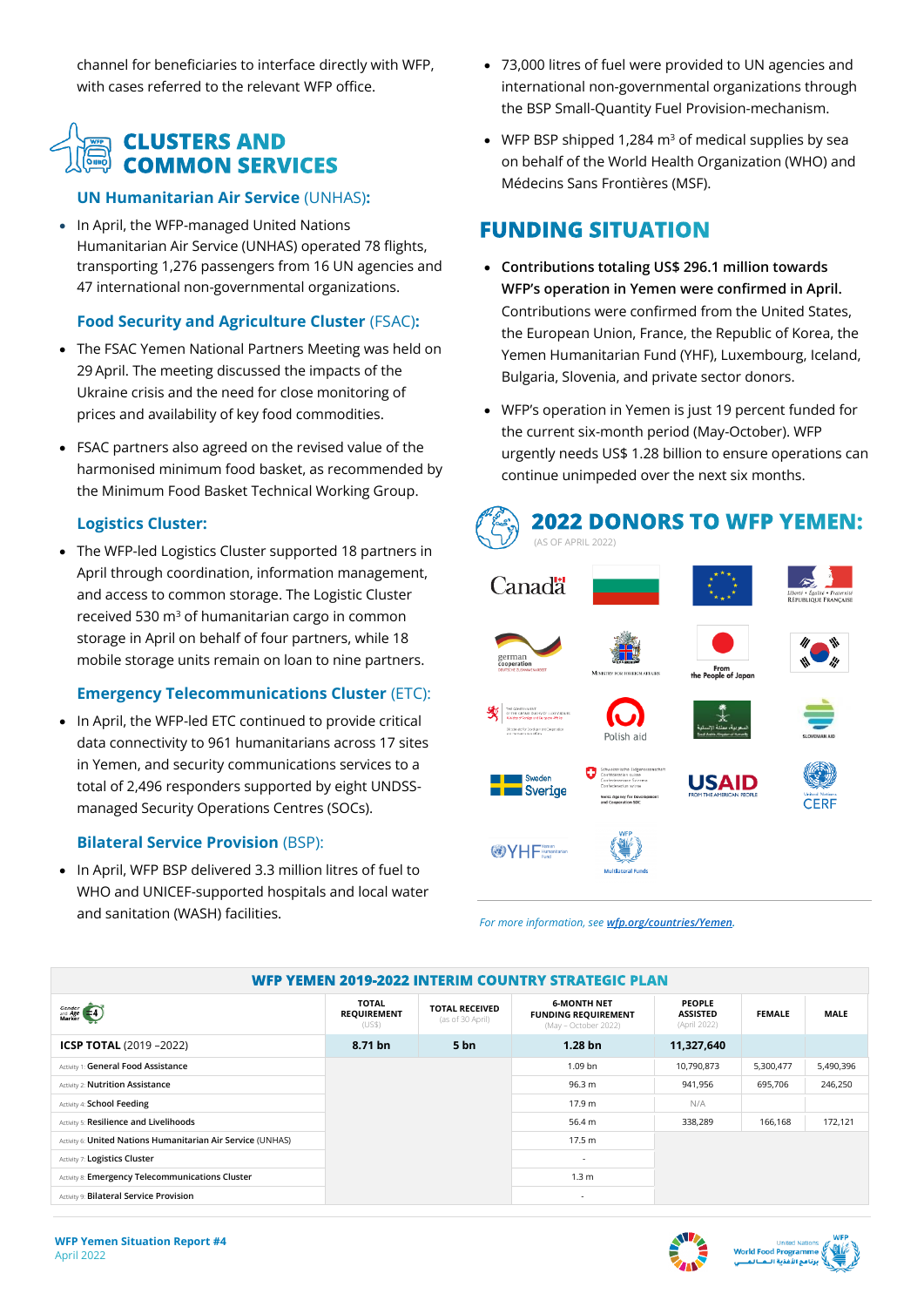channel for beneficiaries to interface directly with WFP, with cases referred to the relevant WFP office.

## CLUSTERS AND COMMON SERVICES

### UN Humanitarian Air Service (UNHAS):

- In April, the WFP-managed United Nations Humanitarian Air Service (UNHAS) operated 78 flights, transporting 1,276 passengers from 16 UN agencies and 47 international non-governmental organizations.

### Food Security and Agriculture Cluster (FSAC):

- The FSAC Yemen National Partners Meeting was held on 29 April. The meeting discussed the impacts of the Ukraine crisis and the need for close monitoring of prices and availability of key food commodities.
- FSAC partners also agreed on the revised value of the harmonised minimum food basket, as recommended by the Minimum Food Basket Technical Working Group.

### Logistics Cluster:

- The WFP-led Logistics Cluster supported 18 partners in April through coordination, information management, and access to common storage. The Logistic Cluster received 530 m³ of humanitarian cargo in common storage in April on behalf of four partners, while 18 mobile storage units remain on loan to nine partners.

### Emergency Telecommunications Cluster (ETC):

- In April, the WFP-led ETC continued to provide critical data connectivity to 961 humanitarians across 17 sites in Yemen, and security communications services to a total of 2,496 responders supported by eight UNDSS-managed Security Operations Centres (SOCs).

### Bilateral Service Provision (BSP):

- In April, WFP BSP delivered 3.3 million litres of fuel to WHO and UNICEF-supported hospitals and local water and sanitation (WASH) facilities.
- 73,000 litres of fuel were provided to UN agencies and international non-governmental organizations through the BSP Small-Quantity Fuel Provision-mechanism.
- WFP BSP shipped 1,284 m³ of medical supplies by sea on behalf of the World Health Organization (WHO) and Médecins Sans Frontières (MSF).

## FUNDING SITUATION

- **Contributions totaling US$ 296.1 million towards WFP's operation in Yemen were confirmed in April.** Contributions were confirmed from the United States, the European Union, France, the Republic of Korea, the Yemen Humanitarian Fund (YHF), Luxembourg, Iceland, Bulgaria, Slovenia, and private sector donors.
- WFP's operation in Yemen is just 19 percent funded for the current six-month period (May-October). WFP urgently needs US$ 1.28 billion to ensure operations can continue unimpeded over the next six months.

## 2022 DONORS TO WFP YEMEN:

(AS OF APRIL 2022)

*For more information, see [wfp.org/countries/Yemen](wfp.org/countries/Yemen).*

## WFP YEMEN 2019-2022 INTERIM COUNTRY STRATEGIC PLAN

| Gender and Age Marker 4 | TOTAL REQUIREMENT (US$) | TOTAL RECEIVED (as of 30 April) | 6-MONTH NET FUNDING REQUIREMENT (May – October 2022) | PEOPLE ASSISTED (April 2022) | FEMALE | MALE |
|---|---|---|---|---|---|---|
| **ICSP TOTAL** (2019 –2022) | **8.71 bn** | **5 bn** | **1.28 bn** | **11,327,640** | | |
| Activity 1: General Food Assistance | | | 1.09 bn | 10,790,873 | 5,300,477 | 5,490,396 |
| Activity 2: Nutrition Assistance | | | 96.3 m | 941,956 | 695,706 | 246,250 |
| Activity 4: School Feeding | | | 17.9 m | N/A | | |
| Activity 5: Resilience and Livelihoods | | | 56.4 m | 338,289 | 166,168 | 172,121 |
| Activity 6: United Nations Humanitarian Air Service (UNHAS) | | | 17.5 m | | | |
| Activity 7: Logistics Cluster | | | - | | | |
| Activity 8: Emergency Telecommunications Cluster | | | 1.3 m | | | |
| Activity 9: Bilateral Service Provision | | | - | | | |

**WFP Yemen Situation Report #4**
April 2022